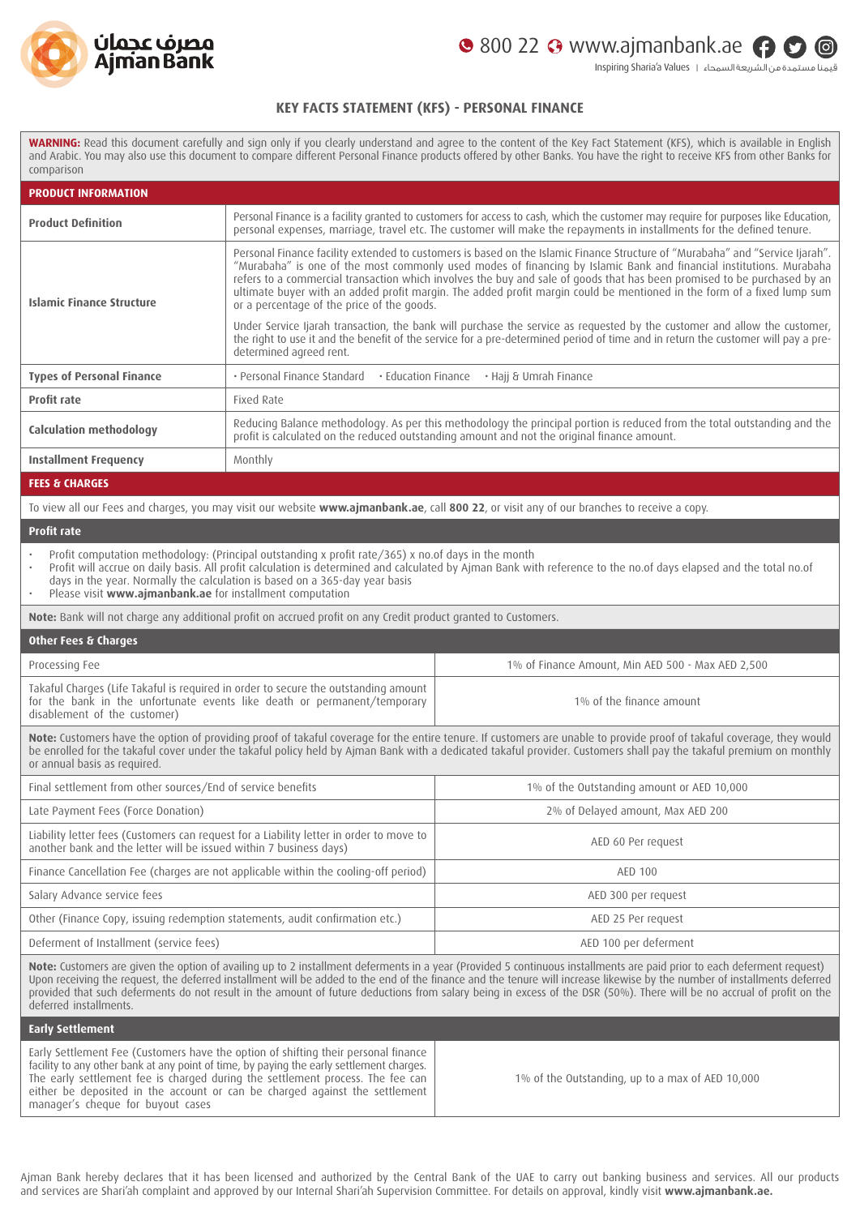# KEY FACTS STATEMENT (KFS) - PERSONAL FINANCE

**WARNING:** Read this document carefully and sign only if you clearly understand and agree to the content of the Key Fact Statement (KFS), which is available in English and Arabic. You may also use this document to compare different Personal Finance products offered by other Banks. You have the right to receive KFS from other Banks for comparison

## PRODUCT INFORMATION

| | |
|---|---|
| **Product Definition** | Personal Finance is a facility granted to customers for access to cash, which the customer may require for purposes like Education, personal expenses, marriage, travel etc. The customer will make the repayments in installments for the defined tenure. |
| **Islamic Finance Structure** | Personal Finance facility extended to customers is based on the Islamic Finance Structure of "Murabaha" and "Service Ijarah". "Murabaha" is one of the most commonly used modes of financing by Islamic Bank and financial institutions. Murabaha refers to a commercial transaction which involves the buy and sale of goods that has been promised to be purchased by an ultimate buyer with an added profit margin. The added profit margin could be mentioned in the form of a fixed lump sum or a percentage of the price of the goods.<br><br>Under Service Ijarah transaction, the bank will purchase the service as requested by the customer and allow the customer, the right to use it and the benefit of the service for a pre-determined period of time and in return the customer will pay a pre-determined agreed rent. |
| **Types of Personal Finance** | • Personal Finance Standard • Education Finance • Hajj & Umrah Finance |
| **Profit rate** | Fixed Rate |
| **Calculation methodology** | Reducing Balance methodology. As per this methodology the principal portion is reduced from the total outstanding and the profit is calculated on the reduced outstanding amount and not the original finance amount. |
| **Installment Frequency** | Monthly |

## FEES & CHARGES

To view all our Fees and charges, you may visit our website **www.ajmanbank.ae**, call **800 22**, or visit any of our branches to receive a copy.

### Profit rate

- Profit computation methodology: (Principal outstanding x profit rate/365) x no.of days in the month
- Profit will accrue on daily basis. All profit calculation is determined and calculated by Ajman Bank with reference to the no.of days elapsed and the total no.of days in the year. Normally the calculation is based on a 365-day year basis
- Please visit **www.ajmanbank.ae** for installment computation

**Note:** Bank will not charge any additional profit on accrued profit on any Credit product granted to Customers.

### Other Fees & Charges

| | |
|---|---|
| Processing Fee | 1% of Finance Amount, Min AED 500 - Max AED 2,500 |
| Takaful Charges (Life Takaful is required in order to secure the outstanding amount for the bank in the unfortunate events like death or permanent/temporary disablement of the customer) | 1% of the finance amount |

**Note:** Customers have the option of providing proof of takaful coverage for the entire tenure. If customers are unable to provide proof of takaful coverage, they would be enrolled for the takaful cover under the takaful policy held by Ajman Bank with a dedicated takaful provider. Customers shall pay the takaful premium on monthly or annual basis as required.

| | |
|---|---|
| Final settlement from other sources/End of service benefits | 1% of the Outstanding amount or AED 10,000 |
| Late Payment Fees (Force Donation) | 2% of Delayed amount, Max AED 200 |
| Liability letter fees (Customers can request for a Liability letter in order to move to another bank and the letter will be issued within 7 business days) | AED 60 Per request |
| Finance Cancellation Fee (charges are not applicable within the cooling-off period) | AED 100 |
| Salary Advance service fees | AED 300 per request |
| Other (Finance Copy, issuing redemption statements, audit confirmation etc.) | AED 25 Per request |
| Deferment of Installment (service fees) | AED 100 per deferment |

**Note:** Customers are given the option of availing up to 2 installment deferments in a year (Provided 5 continuous installments are paid prior to each deferment request) Upon receiving the request, the deferred installment will be added to the end of the finance and the tenure will increase likewise by the number of installments deferred provided that such deferments do not result in the amount of future deductions from salary being in excess of the DSR (50%). There will be no accrual of profit on the deferred installments.

### Early Settlement

| | |
|---|---|
| Early Settlement Fee (Customers have the option of shifting their personal finance facility to any other bank at any point of time, by paying the early settlement charges. The early settlement fee is charged during the settlement process. The fee can either be deposited in the account or can be charged against the settlement manager's cheque for buyout cases | 1% of the Outstanding, up to a max of AED 10,000 |

Ajman Bank hereby declares that it has been licensed and authorized by the Central Bank of the UAE to carry out banking business and services. All our products and services are Shari'ah complaint and approved by our Internal Shari'ah Supervision Committee. For details on approval, kindly visit **www.ajmanbank.ae.**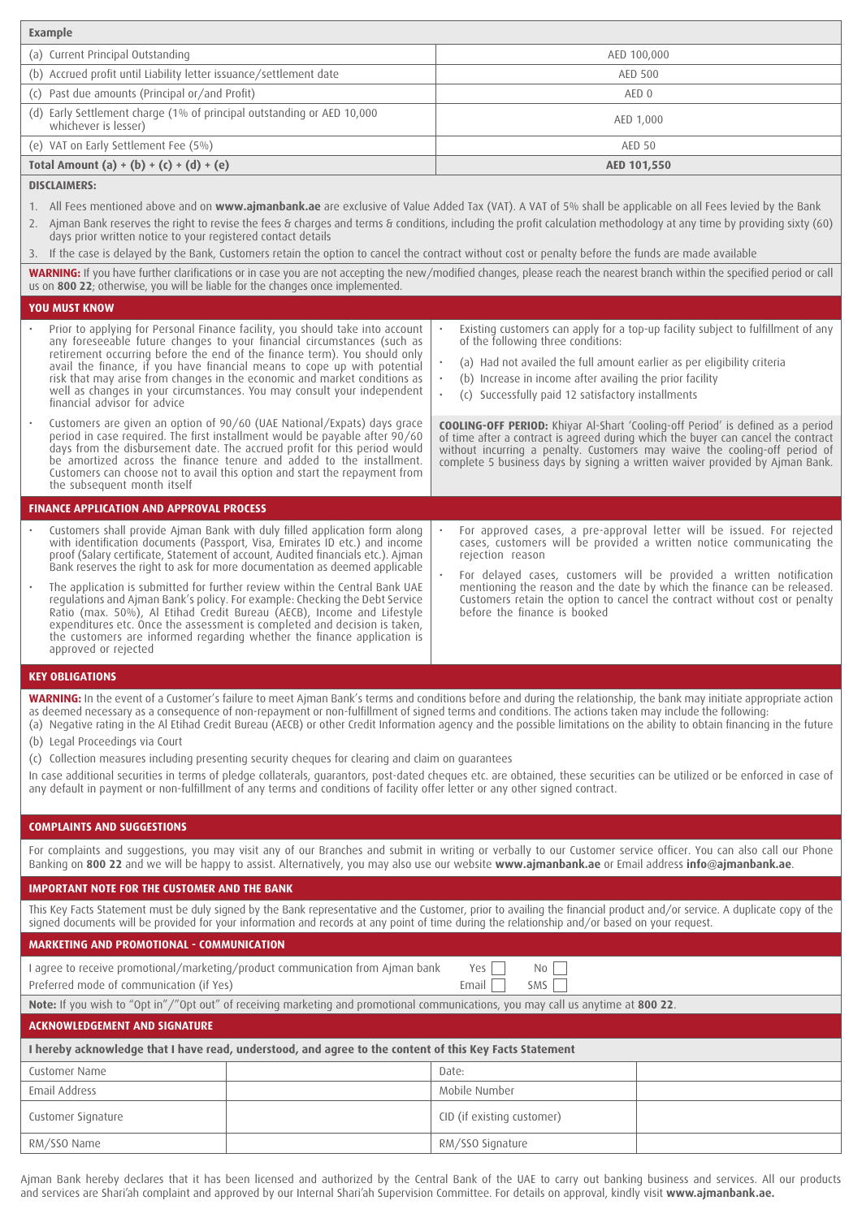| Example | |
|---|---|
| (a) Current Principal Outstanding | AED 100,000 |
| (b) Accrued profit until Liability letter issuance/settlement date | AED 500 |
| (c) Past due amounts (Principal or/and Profit) | AED 0 |
| (d) Early Settlement charge (1% of principal outstanding or AED 10,000 whichever is lesser) | AED 1,000 |
| (e) VAT on Early Settlement Fee (5%) | AED 50 |
| **Total Amount (a) + (b) + (c) + (d) + (e)** | **AED 101,550** |

**DISCLAIMERS:**

1. All Fees mentioned above and on **www.ajmanbank.ae** are exclusive of Value Added Tax (VAT). A VAT of 5% shall be applicable on all Fees levied by the Bank
2. Ajman Bank reserves the right to revise the fees & charges and terms & conditions, including the profit calculation methodology at any time by providing sixty (60) days prior written notice to your registered contact details
3. If the case is delayed by the Bank, Customers retain the option to cancel the contract without cost or penalty before the funds are made available

**WARNING:** If you have further clarifications or in case you are not accepting the new/modified changes, please reach the nearest branch within the specified period or call us on **800 22**; otherwise, you will be liable for the changes once implemented.

## YOU MUST KNOW

- Prior to applying for Personal Finance facility, you should take into account any foreseeable future changes to your financial circumstances (such as retirement occurring before the end of the finance term). You should only avail the finance, if you have financial means to cope up with potential risk that may arise from changes in the economic and market conditions as well as changes in your circumstances. You may consult your independent financial advisor for advice
- Customers are given an option of 90/60 (UAE National/Expats) days grace period in case required. The first installment would be payable after 90/60 days from the disbursement date. The accrued profit for this period would be amortized across the finance tenure and added to the installment. Customers can choose not to avail this option and start the repayment from the subsequent month itself
- Existing customers can apply for a top-up facility subject to fulfillment of any of the following three conditions:
- (a) Had not availed the full amount earlier as per eligibility criteria
- (b) Increase in income after availing the prior facility
- (c) Successfully paid 12 satisfactory installments

**COOLING-OFF PERIOD:** Khiyar Al-Shart 'Cooling-off Period' is defined as a period of time after a contract is agreed during which the buyer can cancel the contract without incurring a penalty. Customers may waive the cooling-off period of complete 5 business days by signing a written waiver provided by Ajman Bank.

## FINANCE APPLICATION AND APPROVAL PROCESS

- Customers shall provide Ajman Bank with duly filled application form along with identification documents (Passport, Visa, Emirates ID etc.) and income proof (Salary certificate, Statement of account, Audited financials etc.). Ajman Bank reserves the right to ask for more documentation as deemed applicable
- The application is submitted for further review within the Central Bank UAE regulations and Ajman Bank's policy. For example: Checking the Debt Service Ratio (max. 50%), Al Etihad Credit Bureau (AECB), Income and Lifestyle expenditures etc. Once the assessment is completed and decision is taken, the customers are informed regarding whether the finance application is approved or rejected
- For approved cases, a pre-approval letter will be issued. For rejected cases, customers will be provided a written notice communicating the rejection reason
- For delayed cases, customers will be provided a written notification mentioning the reason and the date by which the finance can be released. Customers retain the option to cancel the contract without cost or penalty before the finance is booked

## KEY OBLIGATIONS

**WARNING:** In the event of a Customer's failure to meet Ajman Bank's terms and conditions before and during the relationship, the bank may initiate appropriate action as deemed necessary as a consequence of non-repayment or non-fulfillment of signed terms and conditions. The actions taken may include the following:

(a) Negative rating in the Al Etihad Credit Bureau (AECB) or other Credit Information agency and the possible limitations on the ability to obtain financing in the future

(b) Legal Proceedings via Court

(c) Collection measures including presenting security cheques for clearing and claim on guarantees

In case additional securities in terms of pledge collaterals, guarantors, post-dated cheques etc. are obtained, these securities can be utilized or be enforced in case of any default in payment or non-fulfillment of any terms and conditions of facility offer letter or any other signed contract.

## COMPLAINTS AND SUGGESTIONS

For complaints and suggestions, you may visit any of our Branches and submit in writing or verbally to our Customer service officer. You can also call our Phone Banking on **800 22** and we will be happy to assist. Alternatively, you may also use our website **www.ajmanbank.ae** or Email address **info@ajmanbank.ae**.

## IMPORTANT NOTE FOR THE CUSTOMER AND THE BANK

This Key Facts Statement must be duly signed by the Bank representative and the Customer, prior to availing the financial product and/or service. A duplicate copy of the signed documents will be provided for your information and records at any point of time during the relationship and/or based on your request.

## MARKETING AND PROMOTIONAL - COMMUNICATION

| | | |
|---|---|---|
| I agree to receive promotional/marketing/product communication from Ajman bank | Yes ☐ | No ☐ |
| Preferred mode of communication (if Yes) | Email ☐ | SMS ☐ |

**Note:** If you wish to "Opt in"/"Opt out" of receiving marketing and promotional communications, you may call us anytime at **800 22**.

## ACKNOWLEDGEMENT AND SIGNATURE

**I hereby acknowledge that I have read, understood, and agree to the content of this Key Facts Statement**

| | | | |
|---|---|---|---|
| Customer Name | | Date: | |
| Email Address | | Mobile Number | |
| Customer Signature | | CID (if existing customer) | |
| RM/SSO Name | | RM/SSO Signature | |

Ajman Bank hereby declares that it has been licensed and authorized by the Central Bank of the UAE to carry out banking business and services. All our products and services are Shari'ah complaint and approved by our Internal Shari'ah Supervision Committee. For details on approval, kindly visit **www.ajmanbank.ae.**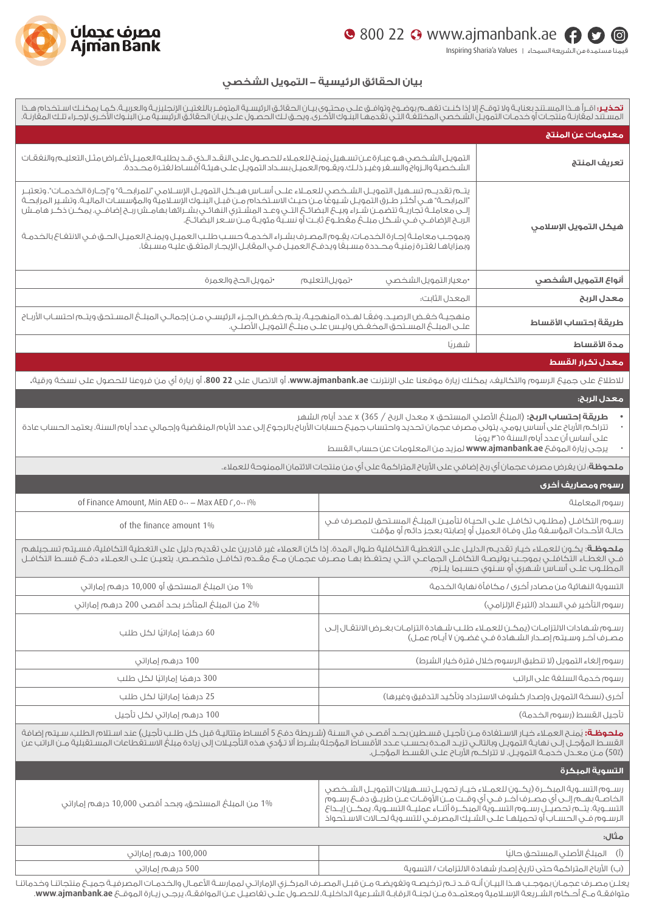# بيان الحقائق الرئيسية – التمويل الشخصي

**تحذير:** اقرأ هذا المستند بعناية ولا توقع إلا إذا كنت تفهم بوضوح وتوافق على محتوى بيان الحقائق الرئيسية المتوفر باللغتين الإنجليزية والعربية. كما يمكنك استخدام هذا المستند لمقارنة منتجات أو خدمات التمويل الشخصي المختلفة التي تقدمها البنوك الأخرى. ويحق لك الحصول على بيان الحقائق الرئيسية من البنوك الأخرى لإجراء تلك المقارنة.

## معلومات عن المنتج

| | |
|---|---|
| **تعريف المنتج** | التمويل الشخصي هو عبارة عن تسهيل يمنح للعملاء للحصول على النقد الذي قد يطلبه العميل لأغراض مثل التعليم والنفقات الشخصية والزواج والسفر وغير ذلك. ويقوم العميل بسداد التمويل على هيئة أقساط لفترة محددة. |
| **هيكل التمويل الإسلامي** | يتم تقديم تسهيل التمويل الشخصي للعملاء على أساس هيكل التمويل الإسلامي "المرابحة" و"إجارة الخدمات". وتعتبر "المرابحة" هي أكثر طرق التمويل شيوعاً من حيث الاستخدام من قبل البنوك الإسلامية والمؤسسات المالية. وتشير المرابحة إلى معاملة تجارية تتضمن شراء وبيع البضائع التي وعد المشتري النهائي بشرائها بهامش ربح إضافي. يمكن ذكر هامش الربح الإضافي في شكل مبلغ مقطوع ثابت أو نسبة مئوية من سعر البضائع.<br><br>وبموجب معاملة إجارة الخدمات، يقوم المصرف بشراء الخدمة حسب طلب العميل ويمنح العميل الحق في الانتفاع بالخدمة وبمزاياها لفترة زمنية محددة مسبقاً ويدفع العميل في المقابل الإيجار المتفق عليه مسبقاً. |
| **أنواع التمويل الشخصي** | •معيار التمويل الشخصي •تمويل التعليم •تمويل الحج والعمرة |
| **معدل الربح** | المعدل الثابت: |
| **طريقة إحتساب الأقساط** | منهجية خفض الرصيد. وفقًا لهذه المنهجية، يتم خفض الجزء الرئيسي من إجمالي المبلغ المستحق ويتم احتساب الأرباح على المبلغ المستحق المخفض وليس على مبلغ التمويل الأصلي. |
| **مدة الأقساط** | شهريًا |

## معدل تكرار القسط

للاطلاع على جميع الرسوم والتكاليف، يمكنك زيارة موقعنا على الإنترنت **www.ajmanbank.ae**، أو الاتصال على **800 22**، أو زيارة أي من فروعنا للحصول على نسخة ورقية.

## معدل الربح:

- **طريقة إحتساب الربح:** (المبلغ الأصلي المستحق x معدل الربح / 365) x عدد أيام الشهر
- تتراكم الأرباح على أساس يومي. يتولى مصرف عجمان تحديد واحتساب جميع حسابات الأرباح بالرجوع إلى عدد الأيام المنقضية وإجمالي عدد أيام السنة. يعتمد الحساب عادة على أساس أن عدد أيام السنة ٣٦٥ يومًا
- يرجى زيارة الموقع **www.ajmanbank.ae** لمزيد من المعلومات عن احتساب القسط

**ملحوظة:** لن يفرض مصرف عجمان أي ربح إضافي على الأرباح المتراكمة على أي من منتجات الائتمان الممنوحة للعملاء.

## رسوم ومصاريف أخرى

| | |
|---|---|
| رسوم المعاملة | of Finance Amount, Min AED ٥٠٠ – Max AED ٢,٥٠٠ ١% |
| رسوم التكافل (مطلوب تكافل على الحياة لتأمين المبلغ المستحق للمصرف في حالة الأحداث المؤسفة مثل وفاة العميل أو إصابته بعجز دائم أو مؤقت) | of the finance amount 1% |

**ملحوظة:** يكون للعملاء خيار تقديم الدليل على التغطية التكافلية طوال المدة. إذا كان العملاء غير قادرين على تقديم دليل على التغطية التكافلية، فسيتم تسجيلهم في الغطاء التكافلي بموجب بوليصة التكافل الجماعي التي يحتفظ بها مصرف عجمان مع مقدم تكافل متخصص. يتعين على العملاء دفع قسط التكافل المطلوب على أساس شهري أو سنوي حسبما يلزم.

| | |
|---|---|
| التسوية النهائية من مصادر أخرى / مكافأة نهاية الخدمة | 1% من المبلغ المستحق أو 10,000 درهم إماراتي |
| رسوم التأخير في السداد (التبرع الإلزامي) | 2% من المبلغ المتأخر بحد أقصى 200 درهم إماراتي |
| رسوم شهادات الالتزامات (يمكن للعملاء طلب شهادة التزامات بغرض الانتقال إلى مصرف آخر وسيتم إصدار الشهادة في غضون 7 أيام عمل) | 60 درهمًا إماراتيًا لكل طلب |
| رسوم إلغاء التمويل (لا تنطبق الرسوم خلال فترة خيار الشرط) | 100 درهم إماراتي |
| رسوم خدمة السلفة على الراتب | 300 درهمًا إماراتيًا لكل طلب |
| أخرى (نسخة التمويل وإصدار كشوف الاسترداد وتأكيد التدقيق وغيرها) | 25 درهمًا إماراتيًا لكل طلب |
| تأجيل القسط (رسوم الخدمة) | 100 درهم إماراتي لكل تأجيل |

**ملحوظة:** يُمنح العملاء خيار الاستفادة من تأجيل قسطين بحد أقصى في السنة (شريطة دفع 5 أقساط متتالية قبل كل طلب تأجيل) عند استلام الطلب، سيتم إضافة القسط المؤجل إلى نهاية التمويل وبالتالي تزيد المدة بحسب عدد الأقساط المؤجلة بشرط ألا تؤدي هذه التأجيلات إلى زيادة مبلغ الاستقطاعات المستقبلية من الراتب عن (50٪) من معدل خدمة التمويل. لا تتراكم الأرباح على القسط المؤجل.

## التسوية المبكرة

| | |
|---|---|
| رسوم التسوية المبكرة (يكون للعملاء خيار تحويل تسهيلات التمويل الشخصي الخاصة بهم إلى أي مصرف آخر في أي وقت من الأوقات عن طريق دفع رسوم التسوية. يتم تحصيل رسوم التسوية المبكرة أثناء عملية التسوية. يمكن إيداع الرسوم في الحساب أو تحميلها على الشيك المصرفي للتسوية لحالات الاستحواذ | 1% من المبلغ المستحق، وبحد أقصى 10,000 درهم إماراتي |
| **مثال:** | |
| (أ) المبلغ الأصلي المستحق حاليًا | 100,000 درهم إماراتي |
| (ب) الأرباح المتراكمة حتى تاريخ إصدار شهادة الالتزامات / التسوية | 500 درهم إماراتي |

يعلن مصرف عجمان بموجب هذا البيان أنه قد تم ترخيصه وتفويضه من قبل المصرف المركزي الإماراتي لممارسة الأعمال والخدمات المصرفية. جميع منتجاتنا وخدماتنا متوافقة مع أحكام الشريعة الإسلامية ومعتمدة من لجنة الرقابة الشرعية الداخلية. للحصول على تفاصيل عن الموافقة، يرجى زيارة الموقع **www.ajmanbank.ae**.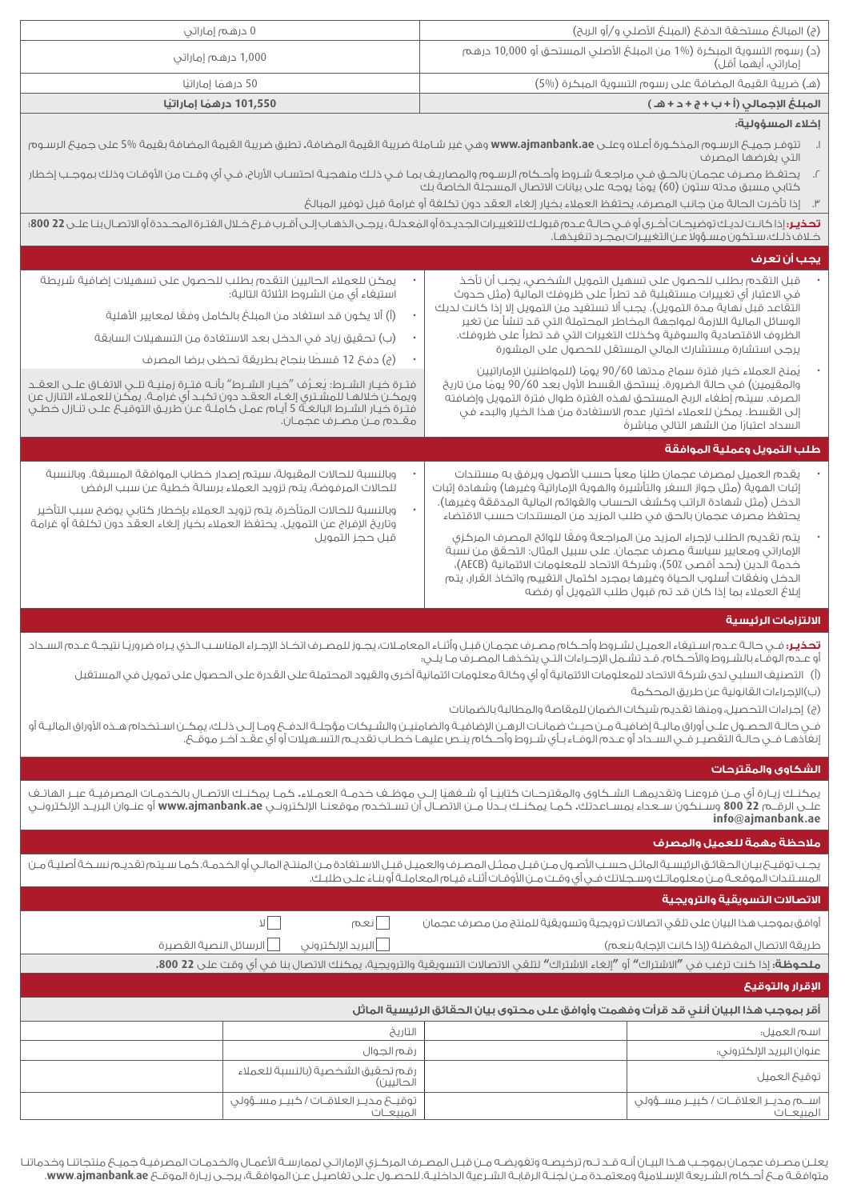| | |
|---|---|
| (ج) المبالغ مستحقة الدفع (المبلغ الأصلي و/أو الربح) | 0 درهم إماراتي |
| (د) رسوم التسوية المبكرة (1% من المبلغ الأصلي المستحق أو 10,000 درهم إماراتي، أيهما أقل) | 1,000 درهم إماراتي |
| (هـ) ضريبة القيمة المضافة على رسوم التسوية المبكرة (5%) | 50 درهمًا إماراتيًا |
| **المبلغ الإجمالي (أ + ب + ج + د + هـ )** | **101,550 درهمًا إماراتيًا** |

**إخلاء المسؤولية:**

١. تتوفر جميع الرسوم المذكورة أعلاه وعلى **www.ajmanbank.ae** وهي غير شاملة ضريبة القيمة المضافة. تطبق ضريبة القيمة المضافة بقيمة 5% على جميع الرسوم التي يفرضها المصرف

٢. يحتفظ مصرف عجمان بالحق في مراجعة شروط وأحكام الرسوم والمصاريف بما في ذلك منهجية احتساب الأرباح، في أي وقت من الأوقات وذلك بموجب إخطار كتابي مسبق مدته ستون (60) يومًا يوجه على بيانات الاتصال المسجلة الخاصة بك

٣. إذا تأخرت الحالة من جانب المصرف، يحتفظ العملاء بخيار إلغاء العقد دون تكلفة أو غرامة قبل توفير المبالغ

**تحذير:** إذا كانت لديك توضيحات أخرى أو في حالة عدم قبولك للتغييرات الجديدة أو المُعدلة، يرجى الذهاب إلى أقرب فرع خلال الفترة المحددة أو الاتصال بنا على **22 800**؛ خلاف ذلك، ستكون مسؤولا عن التغييرات بمجرد تنفيذها.

## يجب أن تعرف

- قبل التقدم بطلب للحصول على تسهيل التمويل الشخصي، يجب أن تأخذ في الاعتبار أي تغييرات مستقبلية قد تطرأ على ظروفك المالية (مثل حدوث التقاعد قبل نهاية مدة التمويل). يجب ألا تستفيد من التمويل إلا إذا كانت لديك الوسائل المالية اللازمة لمواجهة المخاطر المحتملة التي قد تنشأ من تغير الظروف الاقتصادية والسوقية وكذلك التغيرات التي قد تطرأ على ظروفك. يرجى استشارة مستشارك المالي المستقل للحصول على المشورة
- يُمنح العملاء خيار فترة سماح مدتها 60/90 يومًا (للمواطنين الإماراتيين والمقيمين) في حالة الضرورة. يستحق القسط الأول بعد 60/90 يومًا من تاريخ الصرف. سيتم إعطاء الربح المستحق لهذه الفترة طوال فترة التمويل وإضافته إلى القسط. يمكن للعملاء اختيار عدم الاستفادة من هذا الخيار والبدء في السداد اعتبارًا من الشهر التالي مباشرة
- يمكن للعملاء الحاليين التقدم بطلب للحصول على تسهيلات إضافية شريطة استيفاء أي من الشروط الثلاثة التالية:
- (أ) ألا يكون قد استفاد من المبلغ بالكامل وفقًا لمعايير الأهلية
- (ب) تحقيق زياد في الدخل بعد الاستفادة من التسهيلات السابقة
- (ج) دفع 12 قسطًا بنجاح بطريقة تحظى برضا المصرف

فترة خيار الشرط: يُعرَّف "خيار الشرط" بأنه فترة زمنية تلي الاتفاق على العقد ويمكن خلالها للمشتري إلغاء العقد دون تكبد أي غرامة. يمكن للعملاء التنازل عن فترة خيار الشرط البالغة 5 أيام عمل كاملة عن طريق التوقيع على تنازل خطي مقدم من مصرف عجمان.

## طلب التمويل وعملية الموافقة

- يقدم العميل لمصرف عجمان طلبًا معبأ حسب الأصول ويرفق به مستندات إثبات الهوية (مثل جواز السفر والتأشيرة والهوية الإماراتية وغيرها) وشهادة إثبات الدخل (مثل شهادة الراتب وكشف الحساب والقوائم المالية المدققة وغيرها). يحتفظ مصرف عجمان بالحق في طلب المزيد من المستندات حسب الاقتضاء
- يتم تقديم الطلب لإجراء المزيد من المراجعة وفقًا للوائح المصرف المركزي الإماراتي ومعايير سياسة مصرف عجمان. على سبيل المثال: التحقق من نسبة خدمة الدين (بحد أقصى 50٪)، وشركة الاتحاد للمعلومات الائتمانية (AECB)، الدخل ونفقات أسلوب الحياة وغيرها بمجرد اكتمال التقييم واتخاذ القرار، يتم إبلاغ العملاء بما إذا كان قد تم قبول طلب التمويل أو رفضه
- وبالنسبة للحالات المقبولة، سيتم إصدار خطاب الموافقة المسبقة. وبالنسبة للحالات المرفوضة، يتم تزويد العملاء برسالة خطية عن سبب الرفض
- وبالنسبة للحالات المتأخرة، يتم تزويد العملاء بإخطار كتابي يوضح سبب التأخير وتاريخ الإفراج عن التمويل. يحتفظ العملاء بخيار إلغاء العقد دون تكلفة أو غرامة قبل حجز التمويل

## الالتزامات الرئيسية

**تحذير:** في حالة عدم استيفاء العميل لشروط وأحكام مصرف عجمان قبل وأثناء المعاملات، يجوز للمصرف اتخاذ الإجراء المناسب الذي يراه ضروريًا نتيجة عدم السداد أو عدم الوفاء بالشروط والأحكام، قد تشمل الإجراءات التي يتخذها المصرف ما يلي:

(أ) التصنيف السلبي لدى شركة الاتحاد للمعلومات الائتمانية أو أي وكالة معلومات ائتمانية أخرى والقيود المحتملة على القدرة على الحصول على تمويل في المستقبل

(ب)الإجراءات القانونية عن طريق المحكمة

(ج) إجراءات التحصيل، ومنها تقديم شيكات الضمان للمقاصة والمطالبة بالضمانات

في حالة الحصول على أوراق مالية إضافية من حيث ضمانات الرهن الإضافية والضامنين والشيكات مؤجلة الدفع وما إلى ذلك، يمكن استخدام هذه الأوراق المالية أو إنفاذها في حالة التقصير في السداد أو عدم الوفاء بأي شروط وأحكام ينص عليها خطاب تقديم التسهيلات أو أي عقد آخر موقع.

## الشكاوى والمقترحات

يمكنك زيارة أي من فروعنا وتقديمها الشكاوى والمقترحات كتابيًا أو شفهيًا إلى موظف خدمة العملاء. كما يمكنك الاتصال بالخدمات المصرفية عبر الهاتف على الرقم **22 800** وسنكون سعداء بمساعدتك. كما يمكنك بدلا من الاتصال أن تستخدم موقعنا الإلكتروني **www.ajmanbank.ae** أو عنوان البريد الإلكتروني **info@ajmanbank.ae**

## ملاحظة مهمة للعميل والمصرف

يجب توقيع بيان الحقائق الرئيسية الماثل حسب الأصول من قبل ممثل المصرف والعميل قبل الاستفادة من المنتج المالي أو الخدمة. كما سيتم تقديم نسخة أصلية من المستندات الموقعة من معلوماتك وسجلاتك في أي وقت من الأوقات أثناء قيام المعاملة أو بناء على طلبك.

## الاتصالات التسويقية والترويجية

| | | |
|---|---|---|
| أوافق بموجب هذا البيان على تلقي اتصالات ترويجية وتسويقية للمنتج من مصرف عجمان | ☐ نعم | ☐ لا |
| طريقة الاتصال المفضلة (إذا كانت الإجابة بنعم) | ☐ البريد الإلكتروني | ☐ الرسائل النصية القصيرة |

**ملحوظة:** إذا كنت ترغب في "الاشتراك" أو "إلغاء الاشتراك" لتلقي الاتصالات التسويقية والترويجية، يمكنك الاتصال بنا في أي وقت على **22 800.**

## الإقرار والتوقيع

**أقر بموجب هذا البيان أنني قد قرأت وفهمت وأوافق على محتوى بيان الحقائق الرئيسية الماثل**

| | | | |
|---|---|---|---|
| اسم العميل: | | التاريخ | |
| عنوان البريد الإلكتروني: | | رقم الجوال | |
| توقيع العميل | | رقم تحقيق الشخصية (بالنسبة للعملاء الحاليين) | |
| اسم مدير العلاقات / كبير مسؤولي المبيعات | | توقيع مدير العلاقات / كبير مسؤولي المبيعات | |

يعلن مصرف عجمان بموجب هذا البيان أنه قد تم ترخيصه وتفويضه من قبل المصرف المركزي الإماراتي لممارسة الأعمال والخدمات المصرفية جميع منتجاتنا وخدماتنا متوافقة مع أحكام الشريعة الإسلامية ومعتمدة من لجنة الرقابة الشرعية الداخلية. للحصول على تفاصيل عن الموافقة، يرجى زيارة الموقع **www.ajmanbank.ae**